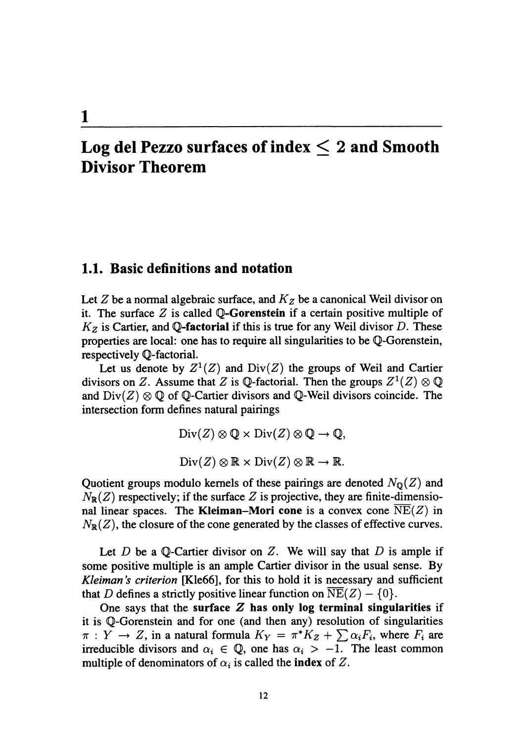# 1

# Log del Pezzo surfaces of index $\leq 2$ and Smooth Divisor Theorem

## 1.1. Basic definitions and notation

Let $Z$ be a normal algebraic surface, and $K_Z$ be a canonical Weil divisor on it. The surface $Z$ is called **$\mathbb{Q}$-Gorenstein** if a certain positive multiple of $K_Z$ is Cartier, and **$\mathbb{Q}$-factorial** if this is true for any Weil divisor $D$. These properties are local: one has to require all singularities to be $\mathbb{Q}$-Gorenstein, respectively $\mathbb{Q}$-factorial.

Let us denote by $Z^1(Z)$ and $\mathrm{Div}(Z)$ the groups of Weil and Cartier divisors on $Z$. Assume that $Z$ is $\mathbb{Q}$-factorial. Then the groups $Z^1(Z) \otimes \mathbb{Q}$ and $\mathrm{Div}(Z) \otimes \mathbb{Q}$ of $\mathbb{Q}$-Cartier divisors and $\mathbb{Q}$-Weil divisors coincide. The intersection form defines natural pairings

$$\mathrm{Div}(Z) \otimes \mathbb{Q} \times \mathrm{Div}(Z) \otimes \mathbb{Q} \to \mathbb{Q},$$

$$\mathrm{Div}(Z) \otimes \mathbb{R} \times \mathrm{Div}(Z) \otimes \mathbb{R} \to \mathbb{R}.$$

Quotient groups modulo kernels of these pairings are denoted $N_{\mathbb{Q}}(Z)$ and $N_{\mathbb{R}}(Z)$ respectively; if the surface $Z$ is projective, they are finite-dimensional linear spaces. The **Kleiman–Mori cone** is a convex cone $\overline{\mathrm{NE}}(Z)$ in $N_{\mathbb{R}}(Z)$, the closure of the cone generated by the classes of effective curves.

Let $D$ be a $\mathbb{Q}$-Cartier divisor on $Z$. We will say that $D$ is ample if some positive multiple is an ample Cartier divisor in the usual sense. By *Kleiman's criterion* [Kle66], for this to hold it is necessary and sufficient that $D$ defines a strictly positive linear function on $\overline{\mathrm{NE}}(Z) - \{0\}$.

One says that the **surface $Z$ has only log terminal singularities** if it is $\mathbb{Q}$-Gorenstein and for one (and then any) resolution of singularities $\pi : Y \to Z$, in a natural formula $K_Y = \pi^* K_Z + \sum \alpha_i F_i$, where $F_i$ are irreducible divisors and $\alpha_i \in \mathbb{Q}$, one has $\alpha_i > -1$. The least common multiple of denominators of $\alpha_i$ is called the **index** of $Z$.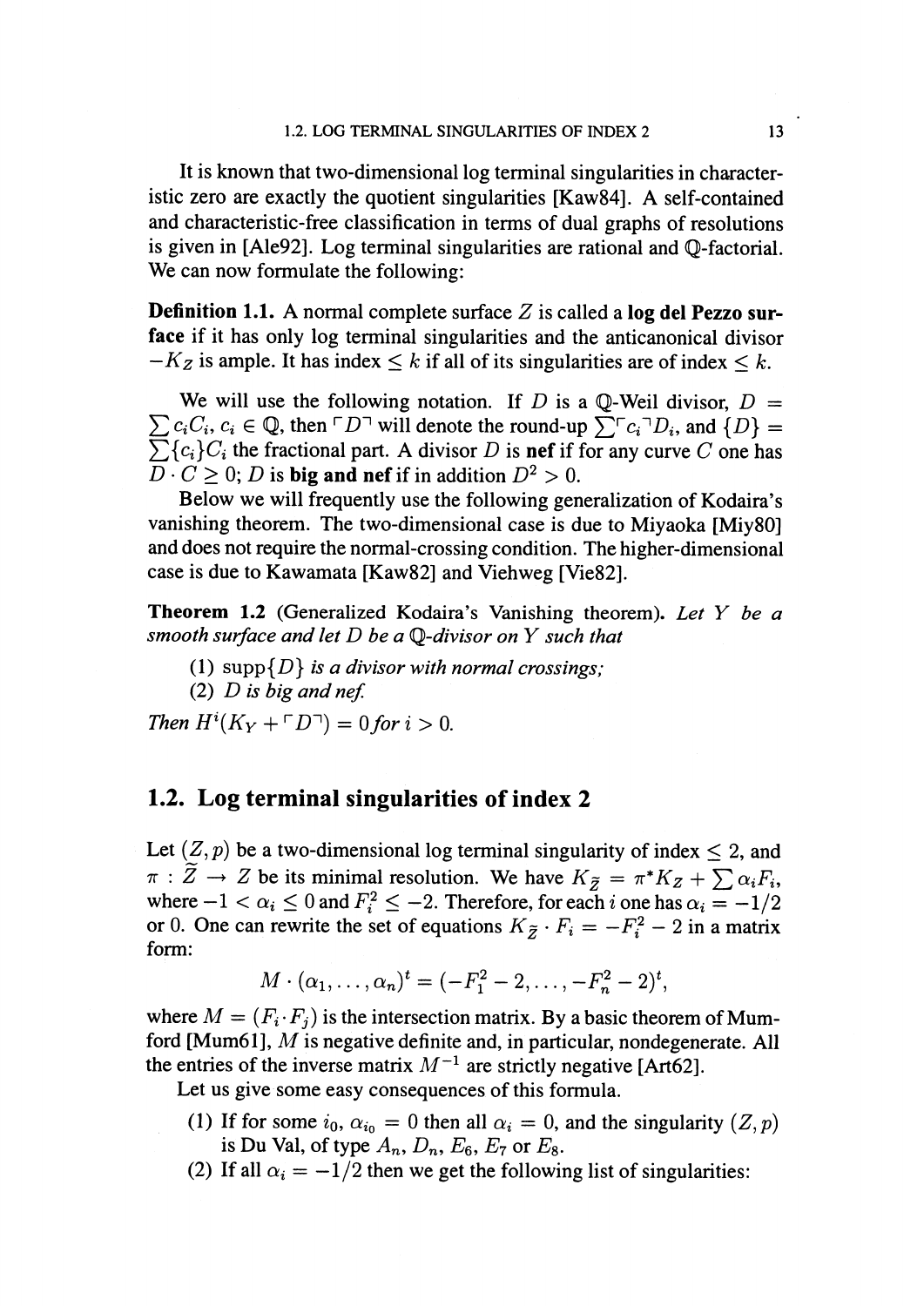It is known that two-dimensional log terminal singularities in characteristic zero are exactly the quotient singularities [Kaw84]. A self-contained and characteristic-free classification in terms of dual graphs of resolutions is given in [Ale92]. Log terminal singularities are rational and $\mathbb{Q}$-factorial. We can now formulate the following:

**Definition 1.1.** A normal complete surface $Z$ is called a **log del Pezzo surface** if it has only log terminal singularities and the anticanonical divisor $-K_Z$ is ample. It has index $\leq k$ if all of its singularities are of index $\leq k$.

We will use the following notation. If $D$ is a $\mathbb{Q}$-Weil divisor, $D = \sum c_i C_i$, $c_i \in \mathbb{Q}$, then $\ulcorner D \urcorner$ will denote the round-up $\sum \ulcorner c_i \urcorner D_i$, and $\{D\} = \sum \{c_i\} C_i$ the fractional part. A divisor $D$ is **nef** if for any curve $C$ one has $D \cdot C \geq 0$; $D$ is **big and nef** if in addition $D^2 > 0$.

Below we will frequently use the following generalization of Kodaira's vanishing theorem. The two-dimensional case is due to Miyaoka [Miy80] and does not require the normal-crossing condition. The higher-dimensional case is due to Kawamata [Kaw82] and Viehweg [Vie82].

**Theorem 1.2** (Generalized Kodaira's Vanishing theorem). *Let $Y$ be a smooth surface and let $D$ be a $\mathbb{Q}$-divisor on $Y$ such that*

(1) *$\operatorname{supp}\{D\}$ is a divisor with normal crossings;*
(2) *$D$ is big and nef.*

*Then $H^i(K_Y + \ulcorner D \urcorner) = 0$ for $i > 0$.*

## 1.2. Log terminal singularities of index 2

Let $(Z, p)$ be a two-dimensional log terminal singularity of index $\leq 2$, and $\pi : \widetilde{Z} \to Z$ be its minimal resolution. We have $K_{\widetilde{Z}} = \pi^* K_Z + \sum \alpha_i F_i$, where $-1 < \alpha_i \leq 0$ and $F_i^2 \leq -2$. Therefore, for each $i$ one has $\alpha_i = -1/2$ or 0. One can rewrite the set of equations $K_{\widetilde{Z}} \cdot F_i = -F_i^2 - 2$ in a matrix form:

$$M \cdot (\alpha_1, \dots, \alpha_n)^t = (-F_1^2 - 2, \dots, -F_n^2 - 2)^t,$$

where $M = (F_i \cdot F_j)$ is the intersection matrix. By a basic theorem of Mumford [Mum61], $M$ is negative definite and, in particular, nondegenerate. All the entries of the inverse matrix $M^{-1}$ are strictly negative [Art62].

Let us give some easy consequences of this formula.

(1) If for some $i_0$, $\alpha_{i_0} = 0$ then all $\alpha_i = 0$, and the singularity $(Z, p)$ is Du Val, of type $A_n$, $D_n$, $E_6$, $E_7$ or $E_8$.
(2) If all $\alpha_i = -1/2$ then we get the following list of singularities: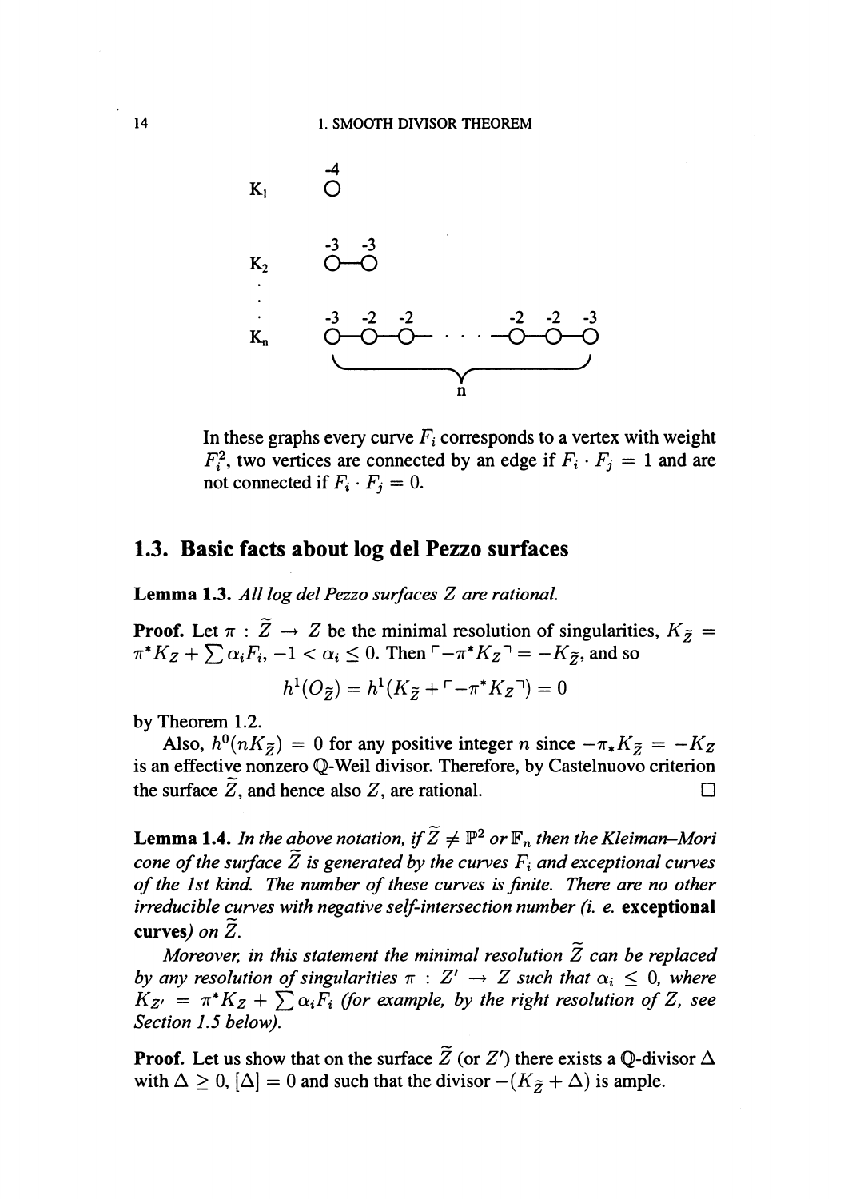$K_1$ $\overset{-4}{\circ}$

$K_2$ $\overset{-3}{\circ}$—$\overset{-3}{\circ}$

$K_n$ $\overset{-3}{\circ}$—$\overset{-2}{\circ}$—$\overset{-2}{\circ}$— $\cdots$ —$\overset{-2}{\circ}$—$\overset{-2}{\circ}$—$\overset{-3}{\circ}$ ($n$ vertices)

In these graphs every curve $F_i$ corresponds to a vertex with weight $F_i^2$, two vertices are connected by an edge if $F_i \cdot F_j = 1$ and are not connected if $F_i \cdot F_j = 0$.

## 1.3. Basic facts about log del Pezzo surfaces

**Lemma 1.3.** *All log del Pezzo surfaces $Z$ are rational.*

**Proof.** Let $\pi : \widetilde{Z} \to Z$ be the minimal resolution of singularities, $K_{\widetilde{Z}} = \pi^* K_Z + \sum \alpha_i F_i$, $-1 < \alpha_i \leq 0$. Then $\ulcorner -\pi^* K_Z \urcorner = -K_{\widetilde{Z}}$, and so

$$h^1(O_{\widetilde{Z}}) = h^1(K_{\widetilde{Z}} + \ulcorner -\pi^* K_Z \urcorner) = 0$$

by Theorem 1.2.

Also, $h^0(nK_{\widetilde{Z}}) = 0$ for any positive integer $n$ since $-\pi_* K_{\widetilde{Z}} = -K_Z$ is an effective nonzero $\mathbb{Q}$-Weil divisor. Therefore, by Castelnuovo criterion the surface $\widetilde{Z}$, and hence also $Z$, are rational. □

**Lemma 1.4.** *In the above notation, if $\widetilde{Z} \neq \mathbb{P}^2$ or $\mathbb{F}_n$ then the Kleiman–Mori cone of the surface $\widetilde{Z}$ is generated by the curves $F_i$ and exceptional curves of the 1st kind. The number of these curves is finite. There are no other irreducible curves with negative self-intersection number (i. e.* **exceptional curves***) on $\widetilde{Z}$.*

*Moreover, in this statement the minimal resolution $\widetilde{Z}$ can be replaced by any resolution of singularities $\pi : Z' \to Z$ such that $\alpha_i \leq 0$, where $K_{Z'} = \pi^* K_Z + \sum \alpha_i F_i$ (for example, by the right resolution of $Z$, see Section 1.5 below).*

**Proof.** Let us show that on the surface $\widetilde{Z}$ (or $Z'$) there exists a $\mathbb{Q}$-divisor $\Delta$ with $\Delta \geq 0$, $[\Delta] = 0$ and such that the divisor $-(K_{\widetilde{Z}} + \Delta)$ is ample.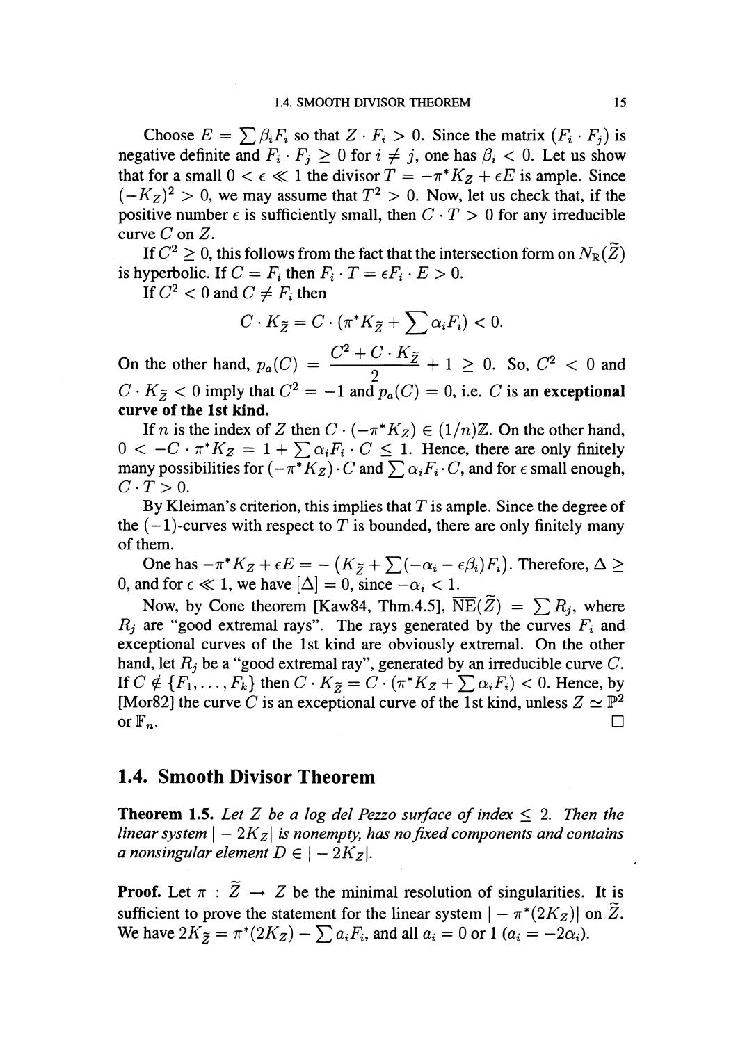Choose $E = \sum \beta_i F_i$ so that $Z \cdot F_i > 0$. Since the matrix $(F_i \cdot F_j)$ is negative definite and $F_i \cdot F_j \geq 0$ for $i \neq j$, one has $\beta_i < 0$. Let us show that for a small $0 < \epsilon \ll 1$ the divisor $T = -\pi^* K_Z + \epsilon E$ is ample. Since $(-K_Z)^2 > 0$, we may assume that $T^2 > 0$. Now, let us check that, if the positive number $\epsilon$ is sufficiently small, then $C \cdot T > 0$ for any irreducible curve $C$ on $Z$.

If $C^2 \geq 0$, this follows from the fact that the intersection form on $N_{\mathbb{R}}(\widetilde{Z})$ is hyperbolic. If $C = F_i$ then $F_i \cdot T = \epsilon F_i \cdot E > 0$.

If $C^2 < 0$ and $C \neq F_i$ then

$$C \cdot K_{\widetilde{Z}} = C \cdot (\pi^* K_{\widetilde{Z}} + \sum \alpha_i F_i) < 0.$$

On the other hand, $p_a(C) = \dfrac{C^2 + C \cdot K_{\widetilde{Z}}}{2} + 1 \geq 0$. So, $C^2 < 0$ and $C \cdot K_{\widetilde{Z}} < 0$ imply that $C^2 = -1$ and $p_a(C) = 0$, i.e. $C$ is an **exceptional curve of the 1st kind.**

If $n$ is the index of $Z$ then $C \cdot (-\pi^* K_Z) \in (1/n)\mathbb{Z}$. On the other hand, $0 < -C \cdot \pi^* K_Z = 1 + \sum \alpha_i F_i \cdot C \leq 1$. Hence, there are only finitely many possibilities for $(-\pi^* K_Z) \cdot C$ and $\sum \alpha_i F_i \cdot C$, and for $\epsilon$ small enough, $C \cdot T > 0$.

By Kleiman's criterion, this implies that $T$ is ample. Since the degree of the $(-1)$-curves with respect to $T$ is bounded, there are only finitely many of them.

One has $-\pi^* K_Z + \epsilon E = -\left(K_{\widetilde{Z}} + \sum(-\alpha_i - \epsilon\beta_i)F_i\right)$. Therefore, $\Delta \geq 0$, and for $\epsilon \ll 1$, we have $[\Delta] = 0$, since $-\alpha_i < 1$.

Now, by Cone theorem [Kaw84, Thm.4.5], $\overline{\mathrm{NE}}(\widetilde{Z}) = \sum R_j$, where $R_j$ are "good extremal rays". The rays generated by the curves $F_i$ and exceptional curves of the 1st kind are obviously extremal. On the other hand, let $R_j$ be a "good extremal ray", generated by an irreducible curve $C$. If $C \notin \{F_1, \ldots, F_k\}$ then $C \cdot K_{\widetilde{Z}} = C \cdot (\pi^* K_Z + \sum \alpha_i F_i) < 0$. Hence, by [Mor82] the curve $C$ is an exceptional curve of the 1st kind, unless $Z \simeq \mathbb{P}^2$ or $\mathbb{F}_n$. $\square$

## 1.4. Smooth Divisor Theorem

**Theorem 1.5.** *Let $Z$ be a log del Pezzo surface of index $\leq 2$. Then the linear system $|-2K_Z|$ is nonempty, has no fixed components and contains a nonsingular element $D \in |-2K_Z|$.*

**Proof.** Let $\pi : \widetilde{Z} \to Z$ be the minimal resolution of singularities. It is sufficient to prove the statement for the linear system $|-\pi^*(2K_Z)|$ on $\widetilde{Z}$. We have $2K_{\widetilde{Z}} = \pi^*(2K_Z) - \sum a_i F_i$, and all $a_i = 0$ or $1$ ($a_i = -2\alpha_i$).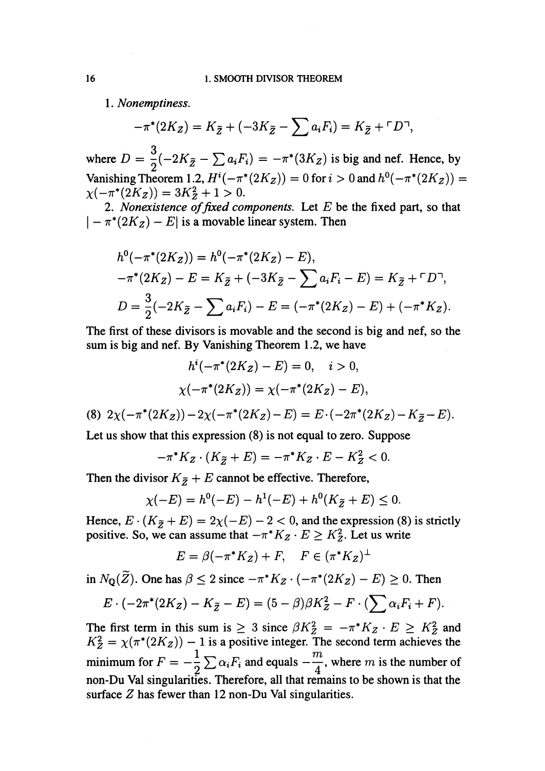1. *Nonemptiness.*

$$-\pi^*(2K_Z) = K_{\tilde{Z}} + (-3K_{\tilde{Z}} - \sum a_i F_i) = K_{\tilde{Z}} + \ulcorner D \urcorner,$$

where $D = \dfrac{3}{2}(-2K_{\tilde{Z}} - \sum a_i F_i) = -\pi^*(3K_Z)$ is big and nef. Hence, by Vanishing Theorem 1.2, $H^i(-\pi^*(2K_Z)) = 0$ for $i > 0$ and $h^0(-\pi^*(2K_Z)) = \chi(-\pi^*(2K_Z)) = 3K_{\tilde{Z}}^2 + 1 > 0$.

2. *Nonexistence of fixed components.* Let $E$ be the fixed part, so that $|-\pi^*(2K_Z) - E|$ is a movable linear system. Then

$$h^0(-\pi^*(2K_Z)) = h^0(-\pi^*(2K_Z) - E),$$
$$-\pi^*(2K_Z) - E = K_{\tilde{Z}} + (-3K_{\tilde{Z}} - \sum a_i F_i - E) = K_{\tilde{Z}} + \ulcorner D \urcorner,$$
$$D = \frac{3}{2}(-2K_{\tilde{Z}} - \sum a_i F_i) - E = (-\pi^*(2K_Z) - E) + (-\pi^* K_Z).$$

The first of these divisors is movable and the second is big and nef, so the sum is big and nef. By Vanishing Theorem 1.2, we have

$$h^i(-\pi^*(2K_Z) - E) = 0, \quad i > 0,$$
$$\chi(-\pi^*(2K_Z)) = \chi(-\pi^*(2K_Z) - E),$$

(8) $2\chi(-\pi^*(2K_Z)) - 2\chi(-\pi^*(2K_Z) - E) = E \cdot (-2\pi^*(2K_Z) - K_{\tilde{Z}} - E).$

Let us show that this expression (8) is not equal to zero. Suppose

$$-\pi^* K_Z \cdot (K_{\tilde{Z}} + E) = -\pi^* K_Z \cdot E - K_{\tilde{Z}}^2 < 0.$$

Then the divisor $K_{\tilde{Z}} + E$ cannot be effective. Therefore,

$$\chi(-E) = h^0(-E) - h^1(-E) + h^0(K_{\tilde{Z}} + E) \leq 0.$$

Hence, $E \cdot (K_{\tilde{Z}} + E) = 2\chi(-E) - 2 < 0$, and the expression (8) is strictly positive. So, we can assume that $-\pi^* K_Z \cdot E \geq K_{\tilde{Z}}^2$. Let us write

$$E = \beta(-\pi^* K_Z) + F, \quad F \in (\pi^* K_Z)^\perp$$

in $N_{\mathbb{Q}}(\widetilde{Z})$. One has $\beta \leq 2$ since $-\pi^* K_Z \cdot (-\pi^*(2K_Z) - E) \geq 0$. Then

$$E \cdot (-2\pi^*(2K_Z) - K_{\tilde{Z}} - E) = (5 - \beta)\beta K_{\tilde{Z}}^2 - F \cdot (\sum \alpha_i F_i + F).$$

The first term in this sum is $\geq 3$ since $\beta K_{\tilde{Z}}^2 = -\pi^* K_Z \cdot E \geq K_{\tilde{Z}}^2$ and $K_{\tilde{Z}}^2 = \chi(\pi^*(2K_Z)) - 1$ is a positive integer. The second term achieves the minimum for $F = -\dfrac{1}{2}\sum \alpha_i F_i$ and equals $-\dfrac{m}{4}$, where $m$ is the number of non-Du Val singularities. Therefore, all that remains to be shown is that the surface $Z$ has fewer than 12 non-Du Val singularities.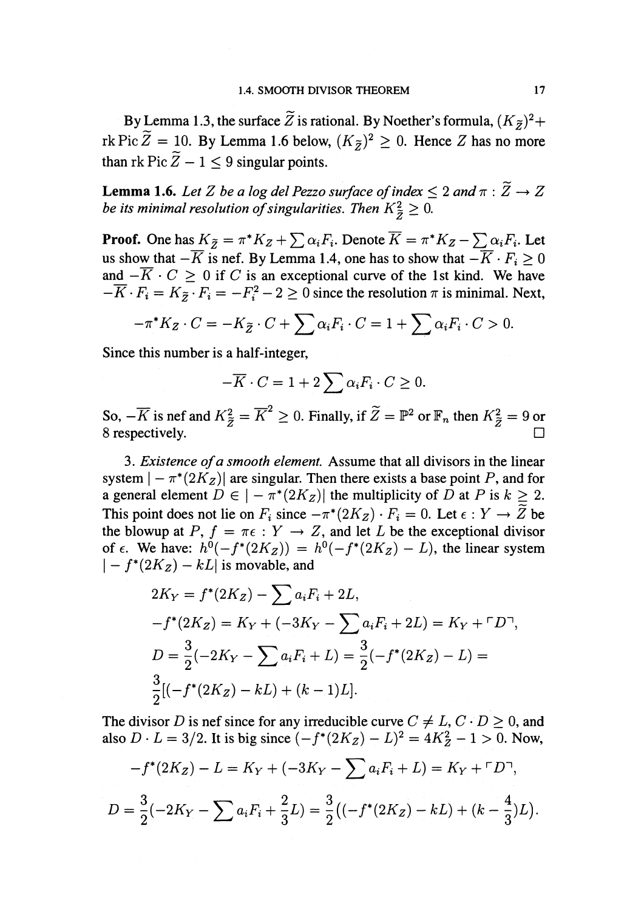By Lemma 1.3, the surface $\widetilde{Z}$ is rational. By Noether's formula, $(K_{\widetilde{Z}})^2 + \operatorname{rk}\operatorname{Pic}\widetilde{Z} = 10$. By Lemma 1.6 below, $(K_{\widetilde{Z}})^2 \geq 0$. Hence $Z$ has no more than $\operatorname{rk}\operatorname{Pic}\widetilde{Z} - 1 \leq 9$ singular points.

**Lemma 1.6.** *Let $Z$ be a log del Pezzo surface of index $\leq 2$ and $\pi : \widetilde{Z} \to Z$ be its minimal resolution of singularities. Then $K_{\widetilde{Z}}^2 \geq 0$.*

**Proof.** One has $K_{\widetilde{Z}} = \pi^* K_Z + \sum \alpha_i F_i$. Denote $\overline{K} = \pi^* K_Z - \sum \alpha_i F_i$. Let us show that $-\overline{K}$ is nef. By Lemma 1.4, one has to show that $-\overline{K} \cdot F_i \geq 0$ and $-\overline{K} \cdot C \geq 0$ if $C$ is an exceptional curve of the 1st kind. We have $-\overline{K} \cdot F_i = K_{\widetilde{Z}} \cdot F_i = -F_i^2 - 2 \geq 0$ since the resolution $\pi$ is minimal. Next,

$$-\pi^* K_Z \cdot C = -K_{\widetilde{Z}} \cdot C + \sum \alpha_i F_i \cdot C = 1 + \sum \alpha_i F_i \cdot C > 0.$$

Since this number is a half-integer,

$$-\overline{K} \cdot C = 1 + 2\sum \alpha_i F_i \cdot C \geq 0.$$

So, $-\overline{K}$ is nef and $K_{\widetilde{Z}}^2 = \overline{K}^2 \geq 0$. Finally, if $\widetilde{Z} = \mathbb{P}^2$ or $\mathbb{F}_n$ then $K_{\widetilde{Z}}^2 = 9$ or 8 respectively. $\square$

3. *Existence of a smooth element.* Assume that all divisors in the linear system $|-\pi^*(2K_Z)|$ are singular. Then there exists a base point $P$, and for a general element $D \in |-\pi^*(2K_Z)|$ the multiplicity of $D$ at $P$ is $k \geq 2$. This point does not lie on $F_i$ since $-\pi^*(2K_Z) \cdot F_i = 0$. Let $\epsilon : Y \to \widetilde{Z}$ be the blowup at $P$, $f = \pi\epsilon : Y \to Z$, and let $L$ be the exceptional divisor of $\epsilon$. We have: $h^0(-f^*(2K_Z)) = h^0(-f^*(2K_Z) - L)$, the linear system $|-f^*(2K_Z) - kL|$ is movable, and

$$\begin{aligned}
&2K_Y = f^*(2K_Z) - \sum a_i F_i + 2L, \\
&-f^*(2K_Z) = K_Y + (-3K_Y - \sum a_i F_i + 2L) = K_Y + \ulcorner D \urcorner, \\
&D = \frac{3}{2}(-2K_Y - \sum a_i F_i + L) = \frac{3}{2}(-f^*(2K_Z) - L) = \\
&\frac{3}{2}[(-f^*(2K_Z) - kL) + (k-1)L].
\end{aligned}$$

The divisor $D$ is nef since for any irreducible curve $C \neq L$, $C \cdot D \geq 0$, and also $D \cdot L = 3/2$. It is big since $(-f^*(2K_Z) - L)^2 = 4K_Z^2 - 1 > 0$. Now,

$$-f^*(2K_Z) - L = K_Y + (-3K_Y - \sum a_i F_i + L) = K_Y + \ulcorner D \urcorner,$$

$$D = \frac{3}{2}(-2K_Y - \sum a_i F_i + \frac{2}{3}L) = \frac{3}{2}((-f^*(2K_Z) - kL) + (k - \frac{4}{3})L).$$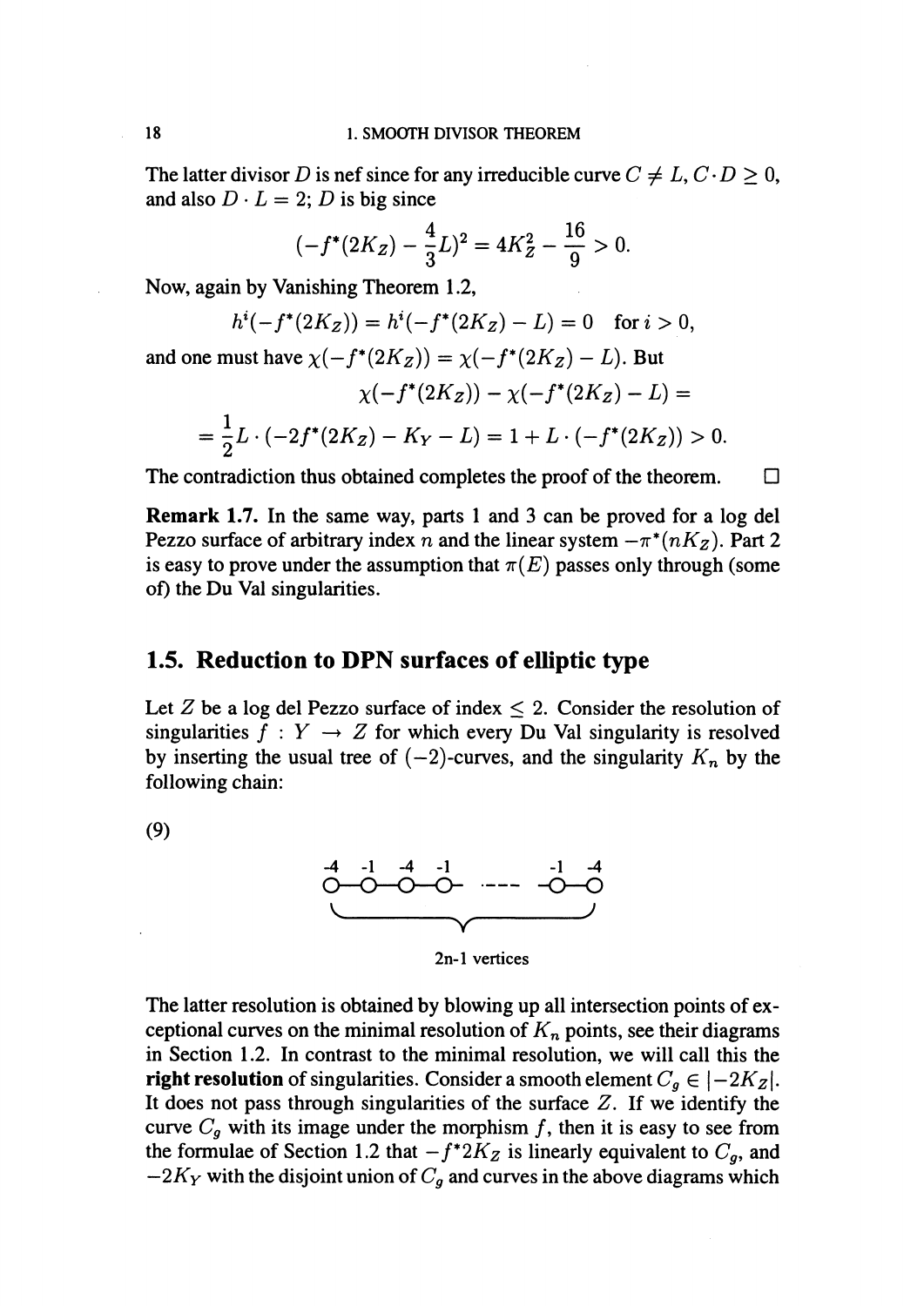The latter divisor $D$ is nef since for any irreducible curve $C \neq L$, $C \cdot D \geq 0$, and also $D \cdot L = 2$; $D$ is big since

$$(-f^*(2K_Z) - \frac{4}{3}L)^2 = 4K_Z^2 - \frac{16}{9} > 0.$$

Now, again by Vanishing Theorem 1.2,

$$h^i(-f^*(2K_Z)) = h^i(-f^*(2K_Z) - L) = 0 \quad \text{for } i > 0,$$

and one must have $\chi(-f^*(2K_Z)) = \chi(-f^*(2K_Z) - L)$. But

$$\chi(-f^*(2K_Z)) - \chi(-f^*(2K_Z) - L) =$$
$$= \frac{1}{2}L \cdot (-2f^*(2K_Z) - K_Y - L) = 1 + L \cdot (-f^*(2K_Z)) > 0.$$

The contradiction thus obtained completes the proof of the theorem. □

**Remark 1.7.** In the same way, parts 1 and 3 can be proved for a log del Pezzo surface of arbitrary index $n$ and the linear system $-\pi^*(nK_Z)$. Part 2 is easy to prove under the assumption that $\pi(E)$ passes only through (some of) the Du Val singularities.

## 1.5. Reduction to DPN surfaces of elliptic type

Let $Z$ be a log del Pezzo surface of index $\leq 2$. Consider the resolution of singularities $f : Y \to Z$ for which every Du Val singularity is resolved by inserting the usual tree of $(-2)$-curves, and the singularity $K_n$ by the following chain:

(9)

$$\overbrace{\underset{-4}{\circ} - \underset{-1}{\circ} - \underset{-4}{\circ} - \underset{-1}{\circ} \ \cdots\cdots \ - \underset{-1}{\circ} - \underset{-4}{\circ}}$$

2n-1 vertices

The latter resolution is obtained by blowing up all intersection points of exceptional curves on the minimal resolution of $K_n$ points, see their diagrams in Section 1.2. In contrast to the minimal resolution, we will call this the **right resolution** of singularities. Consider a smooth element $C_g \in |-2K_Z|$. It does not pass through singularities of the surface $Z$. If we identify the curve $C_g$ with its image under the morphism $f$, then it is easy to see from the formulae of Section 1.2 that $-f^*2K_Z$ is linearly equivalent to $C_g$, and $-2K_Y$ with the disjoint union of $C_g$ and curves in the above diagrams which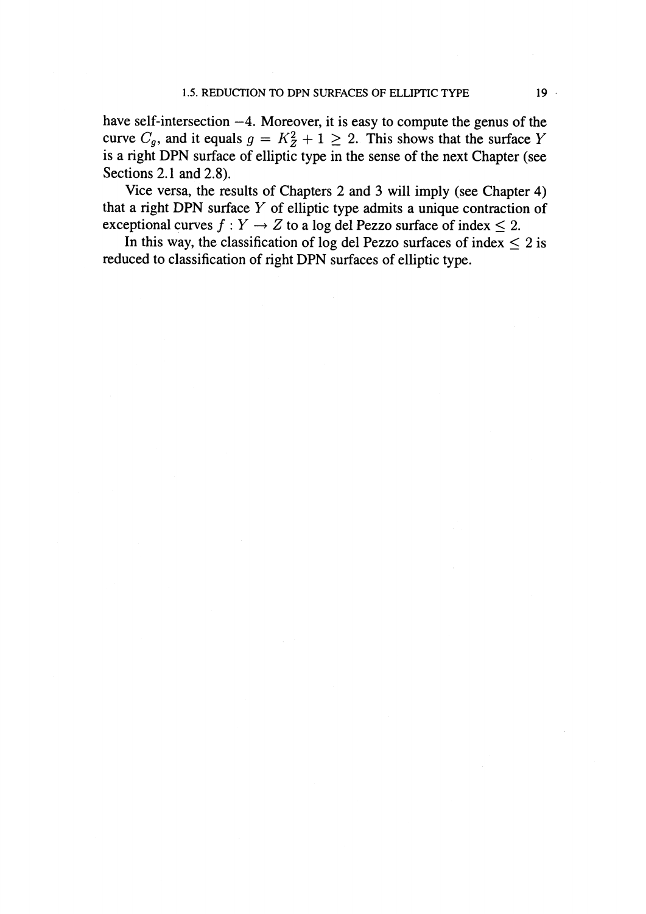have self-intersection $-4$. Moreover, it is easy to compute the genus of the curve $C_g$, and it equals $g = K_Z^2 + 1 \geq 2$. This shows that the surface $Y$ is a right DPN surface of elliptic type in the sense of the next Chapter (see Sections 2.1 and 2.8).

Vice versa, the results of Chapters 2 and 3 will imply (see Chapter 4) that a right DPN surface $Y$ of elliptic type admits a unique contraction of exceptional curves $f : Y \to Z$ to a log del Pezzo surface of index $\leq 2$.

In this way, the classification of log del Pezzo surfaces of index $\leq 2$ is reduced to classification of right DPN surfaces of elliptic type.